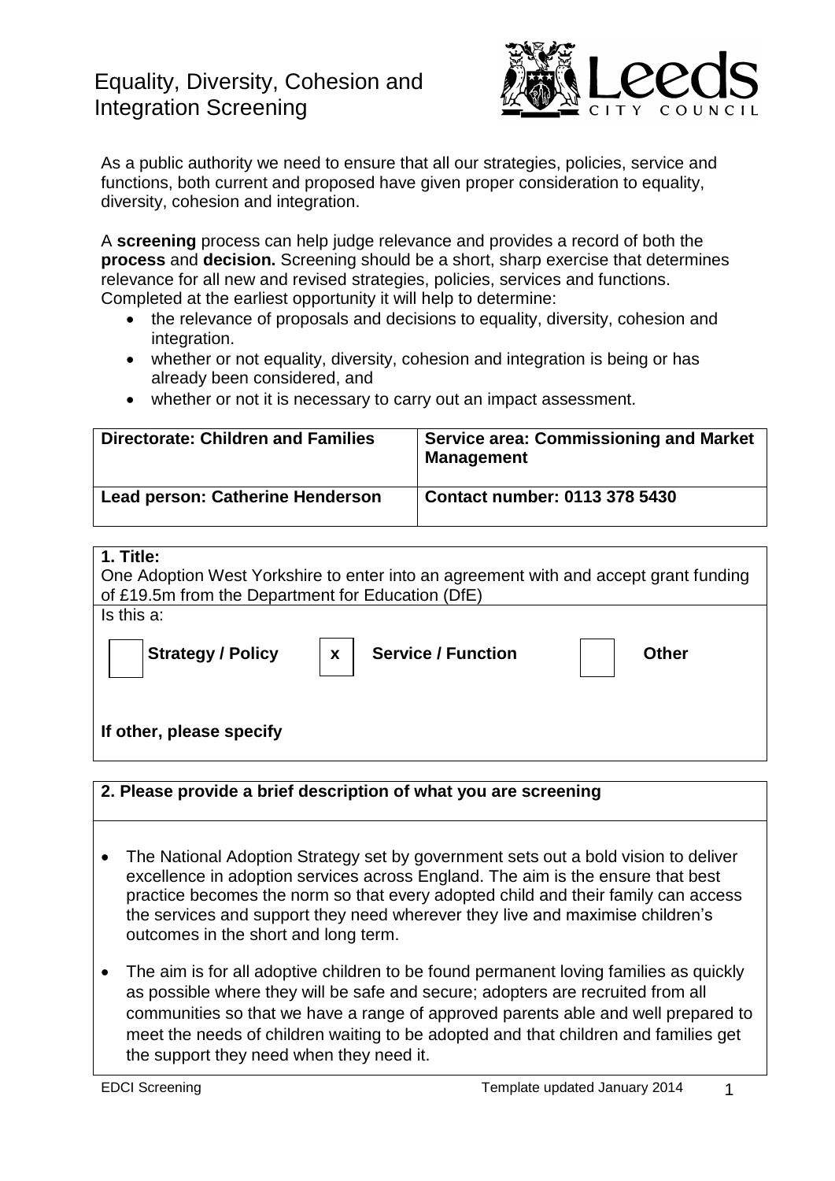# Equality, Diversity, Cohesion and Integration Screening

As a public authority we need to ensure that all our strategies, policies, service and functions, both current and proposed have given proper consideration to equality, diversity, cohesion and integration.

A **screening** process can help judge relevance and provides a record of both the **process** and **decision.** Screening should be a short, sharp exercise that determines relevance for all new and revised strategies, policies, services and functions. Completed at the earliest opportunity it will help to determine:

- the relevance of proposals and decisions to equality, diversity, cohesion and integration.
- whether or not equality, diversity, cohesion and integration is being or has already been considered, and
- whether or not it is necessary to carry out an impact assessment.

| | |
|---|---|
| **Directorate: Children and Families** | **Service area: Commissioning and Market Management** |
| **Lead person: Catherine Henderson** | **Contact number: 0113 378 5430** |

**1. Title:**
One Adoption West Yorkshire to enter into an agreement with and accept grant funding of £19.5m from the Department for Education (DfE)

Is this a:

| | | | | | |
|---|---|---|---|---|---|
| | **Strategy / Policy** | x | **Service / Function** | | **Other** |

**If other, please specify**

**2. Please provide a brief description of what you are screening**

- The National Adoption Strategy set by government sets out a bold vision to deliver excellence in adoption services across England. The aim is the ensure that best practice becomes the norm so that every adopted child and their family can access the services and support they need wherever they live and maximise children's outcomes in the short and long term.
- The aim is for all adoptive children to be found permanent loving families as quickly as possible where they will be safe and secure; adopters are recruited from all communities so that we have a range of approved parents able and well prepared to meet the needs of children waiting to be adopted and that children and families get the support they need when they need it.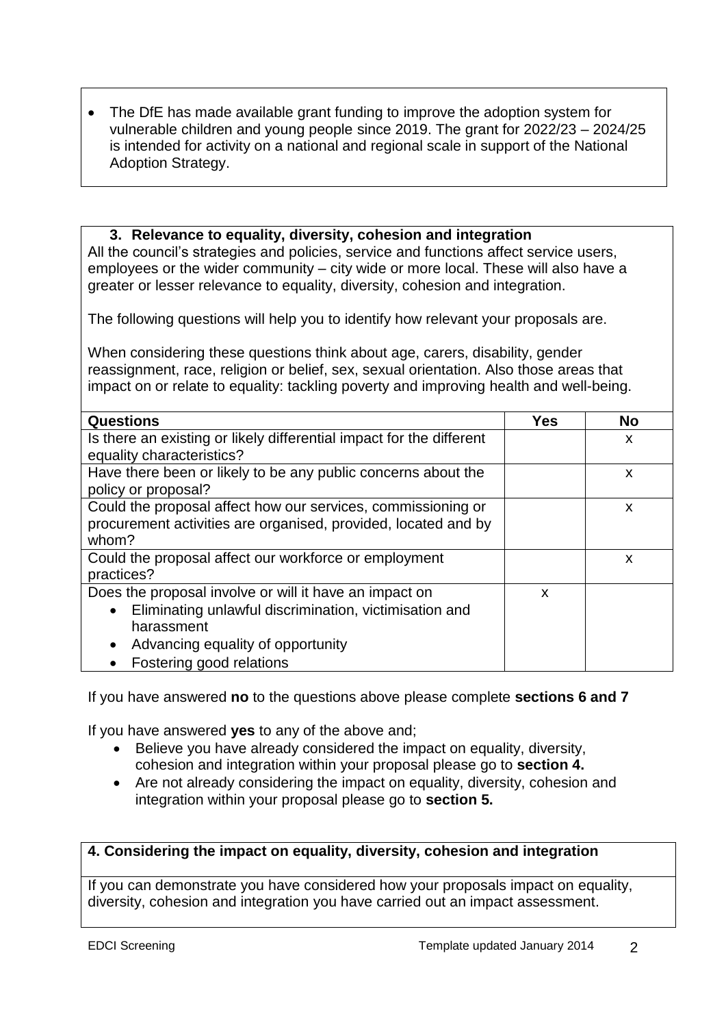- The DfE has made available grant funding to improve the adoption system for vulnerable children and young people since 2019. The grant for 2022/23 – 2024/25 is intended for activity on a national and regional scale in support of the National Adoption Strategy.

## 3. Relevance to equality, diversity, cohesion and integration

All the council's strategies and policies, service and functions affect service users, employees or the wider community – city wide or more local. These will also have a greater or lesser relevance to equality, diversity, cohesion and integration.

The following questions will help you to identify how relevant your proposals are.

When considering these questions think about age, carers, disability, gender reassignment, race, religion or belief, sex, sexual orientation. Also those areas that impact on or relate to equality: tackling poverty and improving health and well-being.

| Questions | Yes | No |
| --- | --- | --- |
| Is there an existing or likely differential impact for the different equality characteristics? | | x |
| Have there been or likely to be any public concerns about the policy or proposal? | | x |
| Could the proposal affect how our services, commissioning or procurement activities are organised, provided, located and by whom? | | x |
| Could the proposal affect our workforce or employment practices? | | x |
| Does the proposal involve or will it have an impact on<br>• Eliminating unlawful discrimination, victimisation and harassment<br>• Advancing equality of opportunity<br>• Fostering good relations | x | |

If you have answered **no** to the questions above please complete **sections 6 and 7**

If you have answered **yes** to any of the above and;

- Believe you have already considered the impact on equality, diversity, cohesion and integration within your proposal please go to **section 4.**
- Are not already considering the impact on equality, diversity, cohesion and integration within your proposal please go to **section 5.**

## 4. Considering the impact on equality, diversity, cohesion and integration

If you can demonstrate you have considered how your proposals impact on equality, diversity, cohesion and integration you have carried out an impact assessment.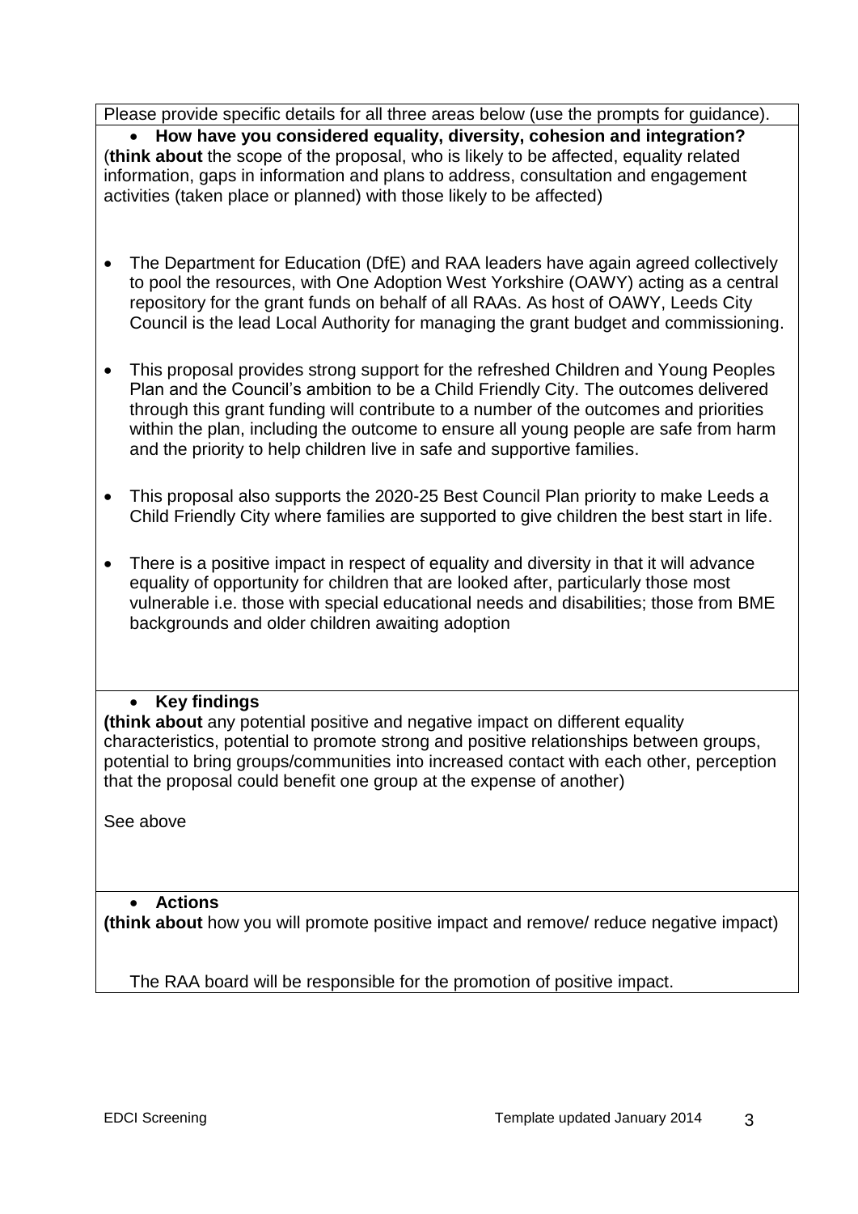Please provide specific details for all three areas below (use the prompts for guidance).

- **How have you considered equality, diversity, cohesion and integration?**

(**think about** the scope of the proposal, who is likely to be affected, equality related information, gaps in information and plans to address, consultation and engagement activities (taken place or planned) with those likely to be affected)

- The Department for Education (DfE) and RAA leaders have again agreed collectively to pool the resources, with One Adoption West Yorkshire (OAWY) acting as a central repository for the grant funds on behalf of all RAAs. As host of OAWY, Leeds City Council is the lead Local Authority for managing the grant budget and commissioning.
- This proposal provides strong support for the refreshed Children and Young Peoples Plan and the Council's ambition to be a Child Friendly City. The outcomes delivered through this grant funding will contribute to a number of the outcomes and priorities within the plan, including the outcome to ensure all young people are safe from harm and the priority to help children live in safe and supportive families.
- This proposal also supports the 2020-25 Best Council Plan priority to make Leeds a Child Friendly City where families are supported to give children the best start in life.
- There is a positive impact in respect of equality and diversity in that it will advance equality of opportunity for children that are looked after, particularly those most vulnerable i.e. those with special educational needs and disabilities; those from BME backgrounds and older children awaiting adoption

- **Key findings**

**(think about** any potential positive and negative impact on different equality characteristics, potential to promote strong and positive relationships between groups, potential to bring groups/communities into increased contact with each other, perception that the proposal could benefit one group at the expense of another)

See above

- **Actions**

**(think about** how you will promote positive impact and remove/ reduce negative impact)

The RAA board will be responsible for the promotion of positive impact.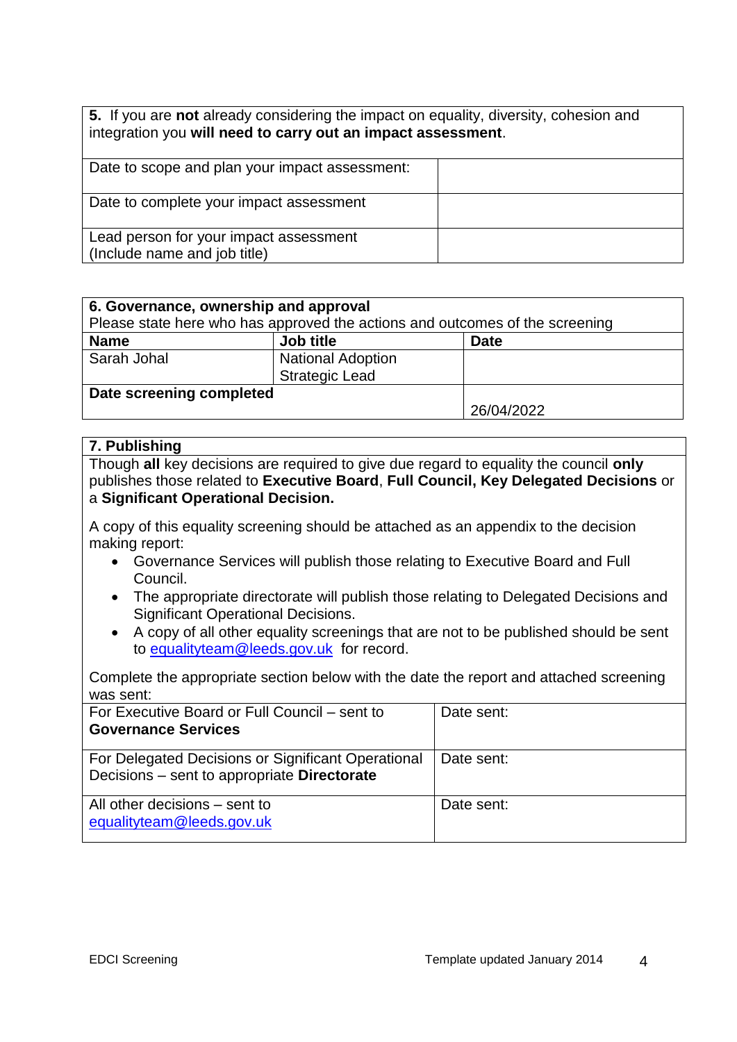| **5.** If you are **not** already considering the impact on equality, diversity, cohesion and integration you **will need to carry out an impact assessment**. | |
|---|---|
| Date to scope and plan your impact assessment: | |
| Date to complete your impact assessment | |
| Lead person for your impact assessment (Include name and job title) | |

| **6. Governance, ownership and approval** Please state here who has approved the actions and outcomes of the screening | | |
|---|---|---|
| **Name** | **Job title** | **Date** |
| Sarah Johal | National Adoption Strategic Lead | |
| **Date screening completed** | | 26/04/2022 |

**7. Publishing**

Though **all** key decisions are required to give due regard to equality the council **only** publishes those related to **Executive Board**, **Full Council, Key Delegated Decisions** or a **Significant Operational Decision.**

A copy of this equality screening should be attached as an appendix to the decision making report:

- Governance Services will publish those relating to Executive Board and Full Council.
- The appropriate directorate will publish those relating to Delegated Decisions and Significant Operational Decisions.
- A copy of all other equality screenings that are not to be published should be sent to equalityteam@leeds.gov.uk for record.

Complete the appropriate section below with the date the report and attached screening was sent:

| | |
|---|---|
| For Executive Board or Full Council – sent to **Governance Services** | Date sent: |
| For Delegated Decisions or Significant Operational Decisions – sent to appropriate **Directorate** | Date sent: |
| All other decisions – sent to equalityteam@leeds.gov.uk | Date sent: |